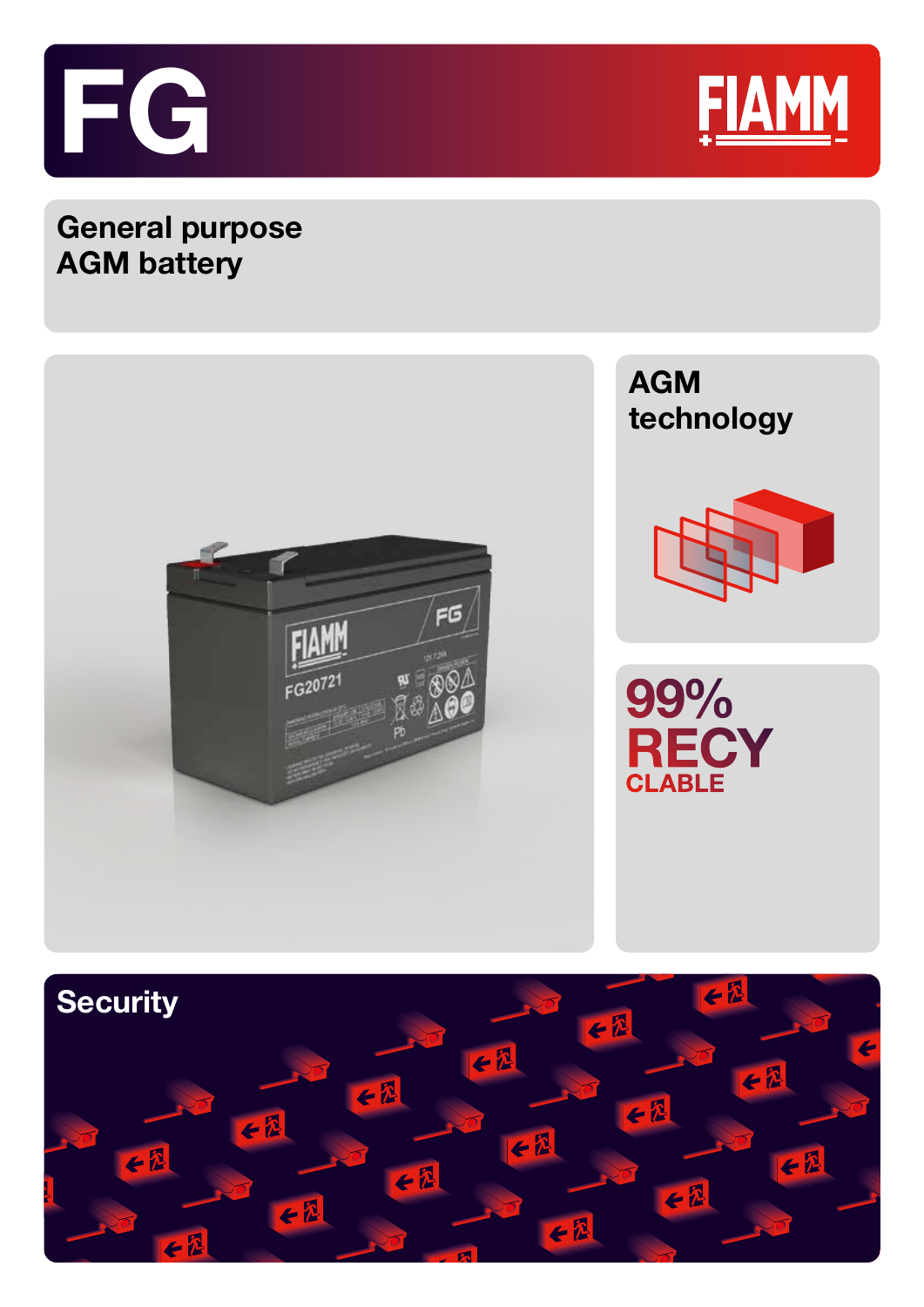# FG

FIAMM

## General purpose AGM battery

AGM technology

99% RECYCLABLE

Security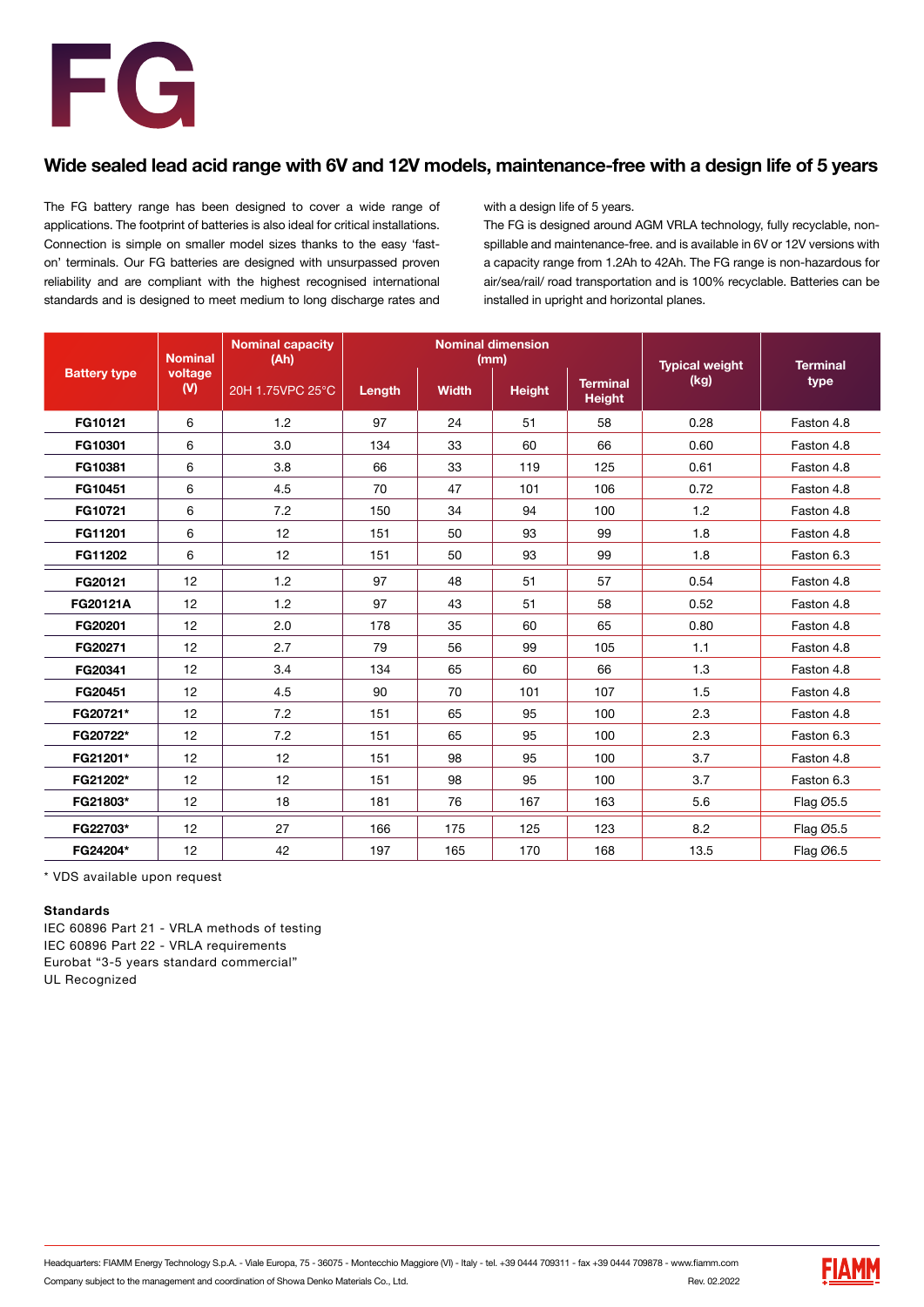# FG

## Wide sealed lead acid range with 6V and 12V models, maintenance-free with a design life of 5 years

The FG battery range has been designed to cover a wide range of applications. The footprint of batteries is also ideal for critical installations. Connection is simple on smaller model sizes thanks to the easy 'fast-on' terminals. Our FG batteries are designed with unsurpassed proven reliability and are compliant with the highest recognised international standards and is designed to meet medium to long discharge rates and with a design life of 5 years.

The FG is designed around AGM VRLA technology, fully recyclable, non-spillable and maintenance-free. and is available in 6V or 12V versions with a capacity range from 1.2Ah to 42Ah. The FG range is non-hazardous for air/sea/rail/ road transportation and is 100% recyclable. Batteries can be installed in upright and horizontal planes.

| Battery type | Nominal voltage (V) | Nominal capacity (Ah) | Nominal dimension (mm) | | | | Typical weight (kg) | Terminal type |
|---|---|---|---|---|---|---|---|---|
| | | 20H 1.75VPC 25°C | Length | Width | Height | Terminal Height | | |
| **FG10121** | 6 | 1.2 | 97 | 24 | 51 | 58 | 0.28 | Faston 4.8 |
| **FG10301** | 6 | 3.0 | 134 | 33 | 60 | 66 | 0.60 | Faston 4.8 |
| **FG10381** | 6 | 3.8 | 66 | 33 | 119 | 125 | 0.61 | Faston 4.8 |
| **FG10451** | 6 | 4.5 | 70 | 47 | 101 | 106 | 0.72 | Faston 4.8 |
| **FG10721** | 6 | 7.2 | 150 | 34 | 94 | 100 | 1.2 | Faston 4.8 |
| **FG11201** | 6 | 12 | 151 | 50 | 93 | 99 | 1.8 | Faston 4.8 |
| **FG11202** | 6 | 12 | 151 | 50 | 93 | 99 | 1.8 | Faston 6.3 |
| **FG20121** | 12 | 1.2 | 97 | 48 | 51 | 57 | 0.54 | Faston 4.8 |
| **FG20121A** | 12 | 1.2 | 97 | 43 | 51 | 58 | 0.52 | Faston 4.8 |
| **FG20201** | 12 | 2.0 | 178 | 35 | 60 | 65 | 0.80 | Faston 4.8 |
| **FG20271** | 12 | 2.7 | 79 | 56 | 99 | 105 | 1.1 | Faston 4.8 |
| **FG20341** | 12 | 3.4 | 134 | 65 | 60 | 66 | 1.3 | Faston 4.8 |
| **FG20451** | 12 | 4.5 | 90 | 70 | 101 | 107 | 1.5 | Faston 4.8 |
| **FG20721*** | 12 | 7.2 | 151 | 65 | 95 | 100 | 2.3 | Faston 4.8 |
| **FG20722*** | 12 | 7.2 | 151 | 65 | 95 | 100 | 2.3 | Faston 6.3 |
| **FG21201*** | 12 | 12 | 151 | 98 | 95 | 100 | 3.7 | Faston 4.8 |
| **FG21202*** | 12 | 12 | 151 | 98 | 95 | 100 | 3.7 | Faston 6.3 |
| **FG21803*** | 12 | 18 | 181 | 76 | 167 | 163 | 5.6 | Flag Ø5.5 |
| **FG22703*** | 12 | 27 | 166 | 175 | 125 | 123 | 8.2 | Flag Ø5.5 |
| **FG24204*** | 12 | 42 | 197 | 165 | 170 | 168 | 13.5 | Flag Ø6.5 |

* VDS available upon request

**Standards**

IEC 60896 Part 21 - VRLA methods of testing
IEC 60896 Part 22 - VRLA requirements
Eurobat "3-5 years standard commercial"
UL Recognized

Headquarters: FIAMM Energy Technology S.p.A. - Viale Europa, 75 - 36075 - Montecchio Maggiore (VI) - Italy - tel. +39 0444 709311 - fax +39 0444 709878 - www.fiamm.com
Company subject to the management and coordination of Showa Denko Materials Co., Ltd.

Rev. 02.2022

FIAMM